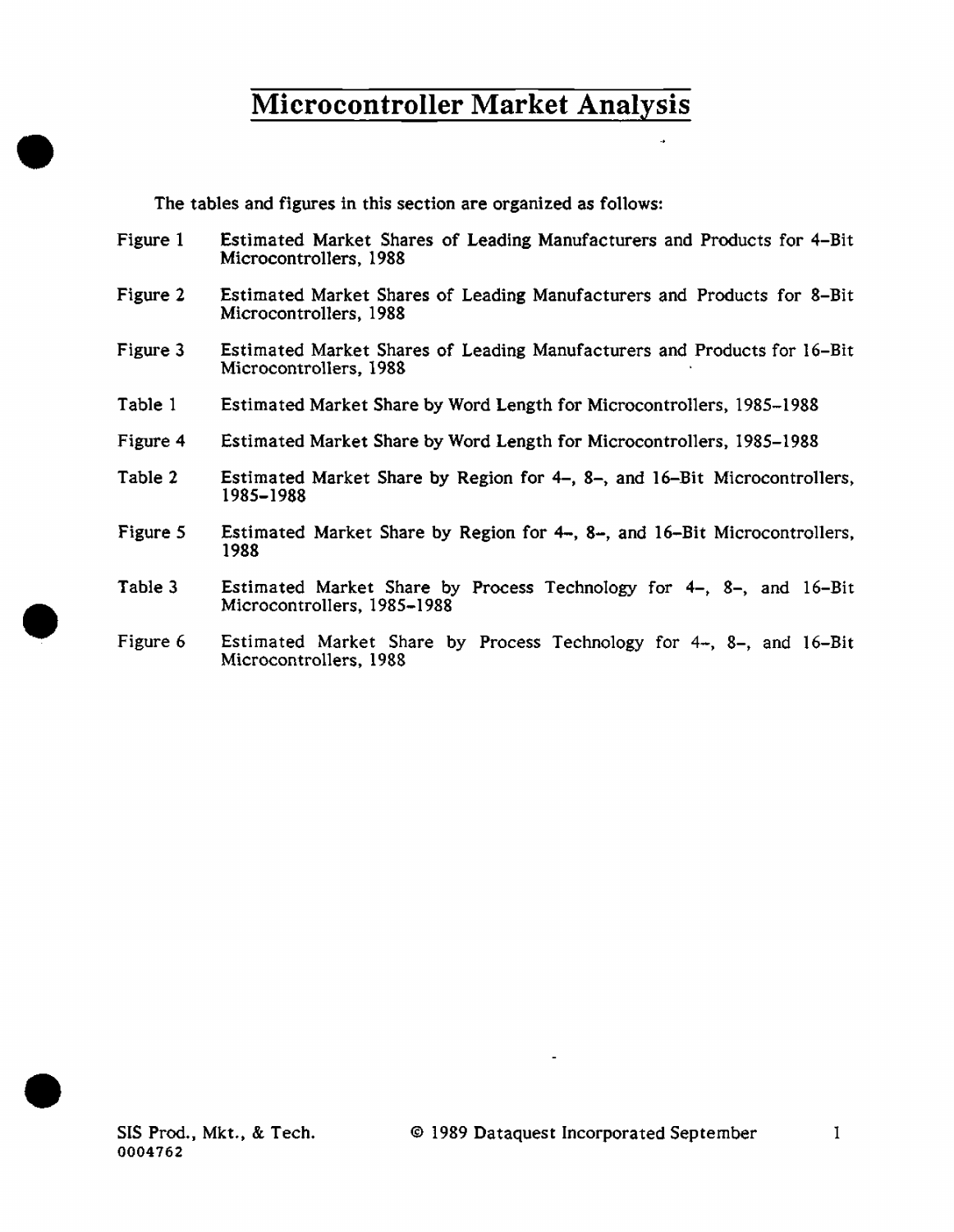# Microcontroller Market Analysis

The tables and figures in this section are organized as follows:

| | |
|---|---|
| Figure 1 | Estimated Market Shares of Leading Manufacturers and Products for 4-Bit Microcontrollers, 1988 |
| Figure 2 | Estimated Market Shares of Leading Manufacturers and Products for 8-Bit Microcontrollers, 1988 |
| Figure 3 | Estimated Market Shares of Leading Manufacturers and Products for 16-Bit Microcontrollers, 1988 |
| Table 1 | Estimated Market Share by Word Length for Microcontrollers, 1985-1988 |
| Figure 4 | Estimated Market Share by Word Length for Microcontrollers, 1985-1988 |
| Table 2 | Estimated Market Share by Region for 4-, 8-, and 16-Bit Microcontrollers, 1985-1988 |
| Figure 5 | Estimated Market Share by Region for 4-, 8-, and 16-Bit Microcontrollers, 1988 |
| Table 3 | Estimated Market Share by Process Technology for 4-, 8-, and 16-Bit Microcontrollers, 1985-1988 |
| Figure 6 | Estimated Market Share by Process Technology for 4-, 8-, and 16-Bit Microcontrollers, 1988 |

SIS Prod., Mkt., & Tech.
0004762

© 1989 Dataquest Incorporated September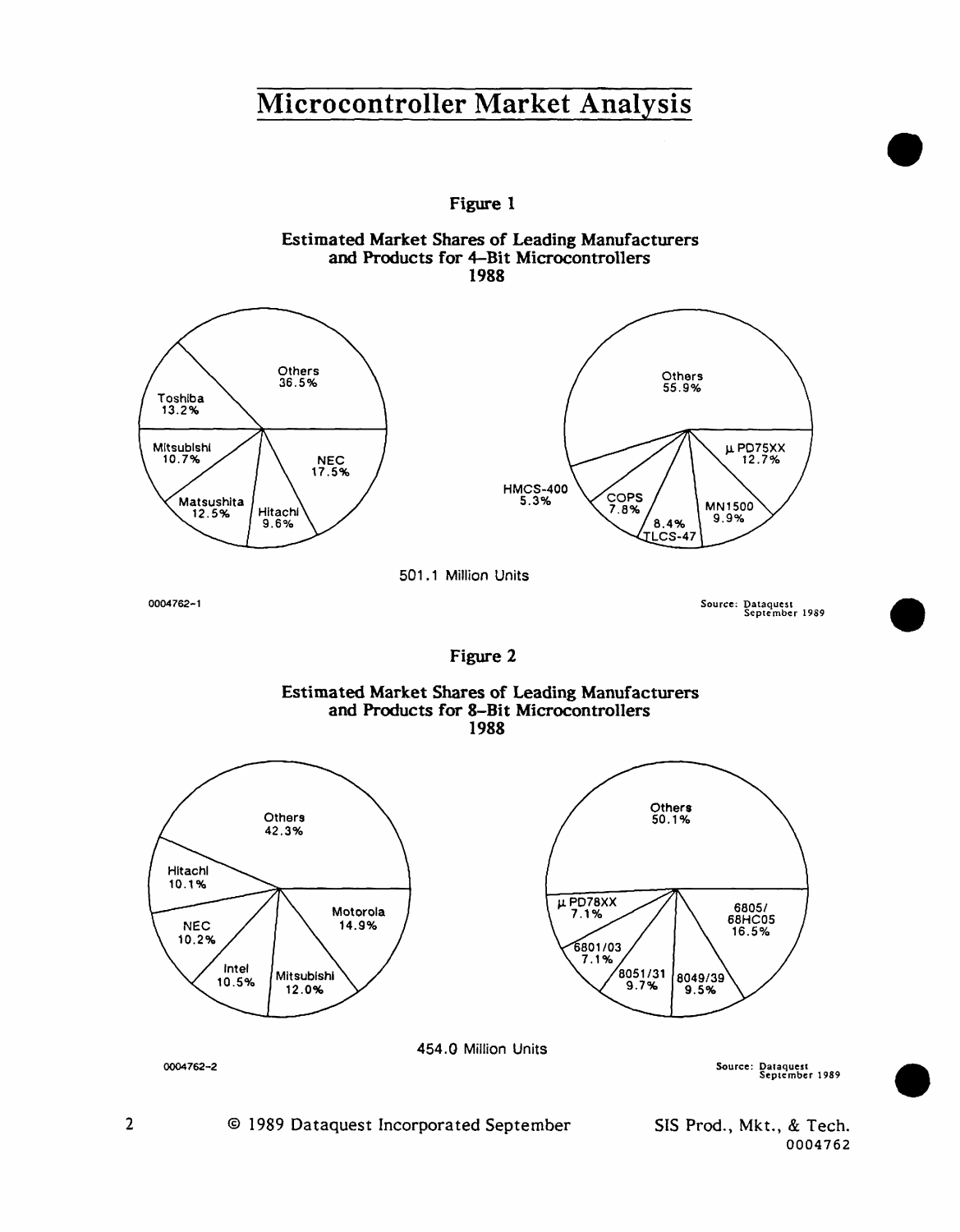# Microcontroller Market Analysis

**Figure 1**

**Estimated Market Shares of Leading Manufacturers and Products for 4-Bit Microcontrollers 1988**

| Manufacturer | Share |
|---|---|
| Others | 36.5% |
| NEC | 17.5% |
| Toshiba | 13.2% |
| Matsushita | 12.5% |
| Mitsubishi | 10.7% |
| Hitachi | 9.6% |

| Product | Share |
|---|---|
| Others | 55.9% |
| µ PD75XX | 12.7% |
| MN1500 | 9.9% |
| TLCS-47 | 8.4% |
| COPS | 7.8% |
| HMCS-400 | 5.3% |

501.1 Million Units

0004762-1

Source: Dataquest September 1989

**Figure 2**

**Estimated Market Shares of Leading Manufacturers and Products for 8-Bit Microcontrollers 1988**

| Manufacturer | Share |
|---|---|
| Others | 42.3% |
| Motorola | 14.9% |
| Mitsubishi | 12.0% |
| Intel | 10.5% |
| NEC | 10.2% |
| Hitachi | 10.1% |

| Product | Share |
|---|---|
| Others | 50.1% |
| 6805/ 68HC05 | 16.5% |
| 8049/39 | 9.5% |
| 8051/31 | 9.7% |
| 6801/03 | 7.1% |
| µ PD78XX | 7.1% |

454.0 Million Units

0004762-2

Source: Dataquest September 1989

© 1989 Dataquest Incorporated September

SIS Prod., Mkt., & Tech. 0004762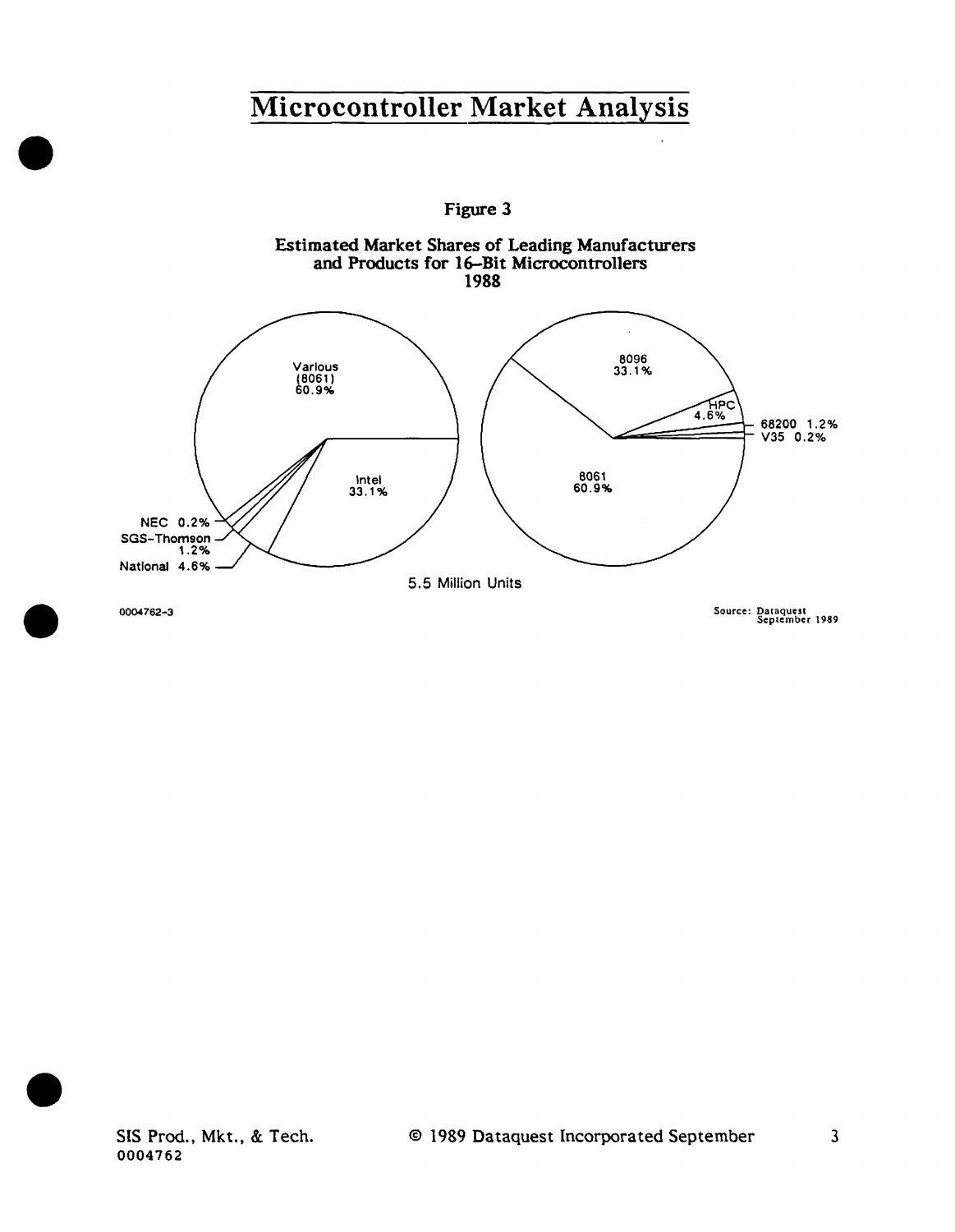# Microcontroller Market Analysis

Figure 3

**Estimated Market Shares of Leading Manufacturers and Products for 16-Bit Microcontrollers 1988**

| Manufacturer | Share | Product | Share |
|---|---|---|---|
| Various (8061) | 60.9% | 8061 | 60.9% |
| Intel | 33.1% | 8096 | 33.1% |
| National | 4.6% | HPC | 4.6% |
| SGS-Thomson | 1.2% | 68200 | 1.2% |
| NEC | 0.2% | V35 | 0.2% |

5.5 Million Units

0004762-3

Source: Dataquest September 1989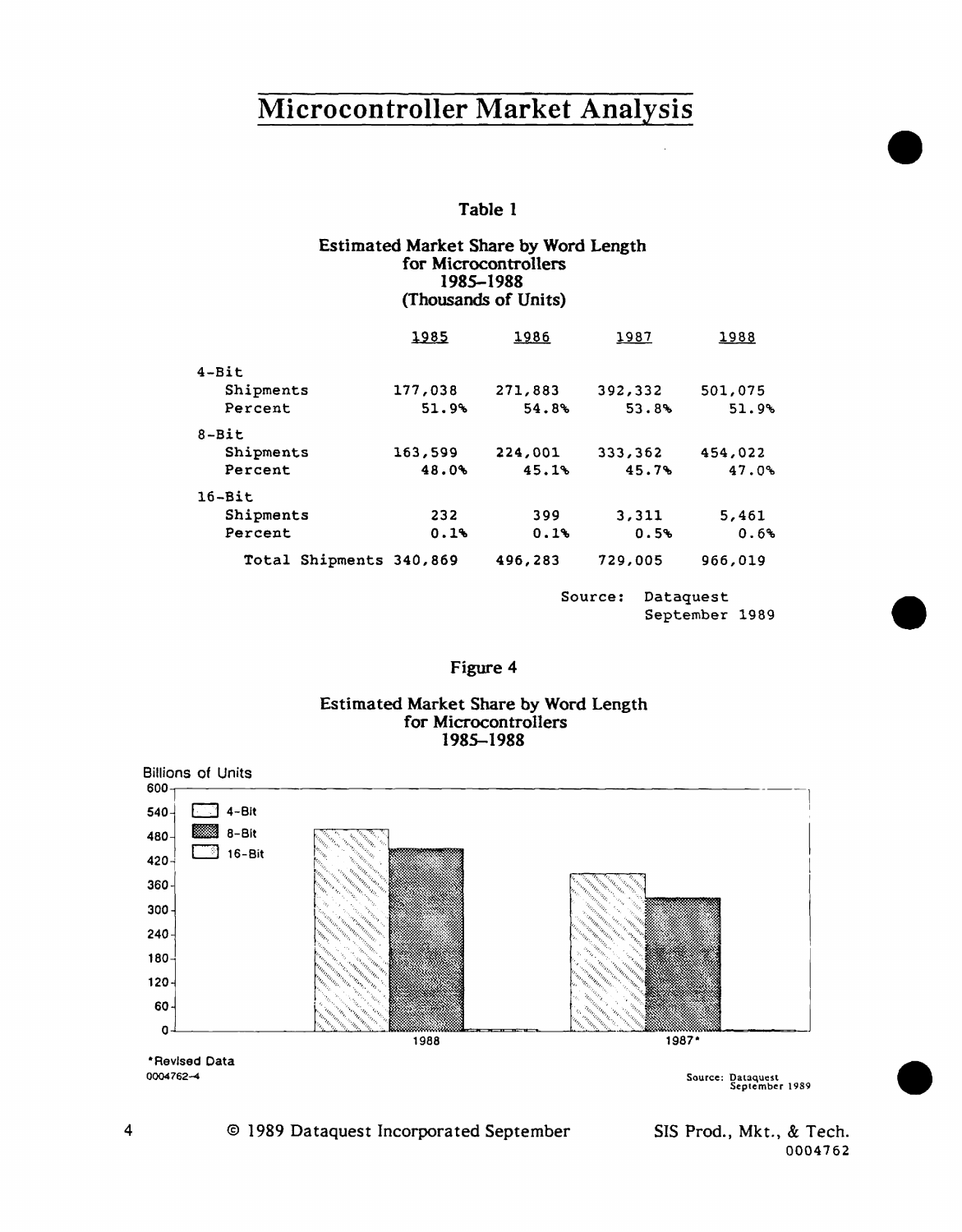# Microcontroller Market Analysis

### Table 1

**Estimated Market Share by Word Length for Microcontrollers 1985–1988 (Thousands of Units)**

| | 1985 | 1986 | 1987 | 1988 |
|---|---|---|---|---|
| **4-Bit** | | | | |
| Shipments | 177,038 | 271,883 | 392,332 | 501,075 |
| Percent | 51.9% | 54.8% | 53.8% | 51.9% |
| **8-Bit** | | | | |
| Shipments | 163,599 | 224,001 | 333,362 | 454,022 |
| Percent | 48.0% | 45.1% | 45.7% | 47.0% |
| **16-Bit** | | | | |
| Shipments | 232 | 399 | 3,311 | 5,461 |
| Percent | 0.1% | 0.1% | 0.5% | 0.6% |
| Total Shipments | 340,869 | 496,283 | 729,005 | 966,019 |

Source: Dataquest September 1989

### Figure 4

**Estimated Market Share by Word Length for Microcontrollers 1985–1988**

Billions of Units

Legend: 4-Bit, 8-Bit, 16-Bit

1988, 1987*

*Revised Data

0004762-4

Source: Dataquest September 1989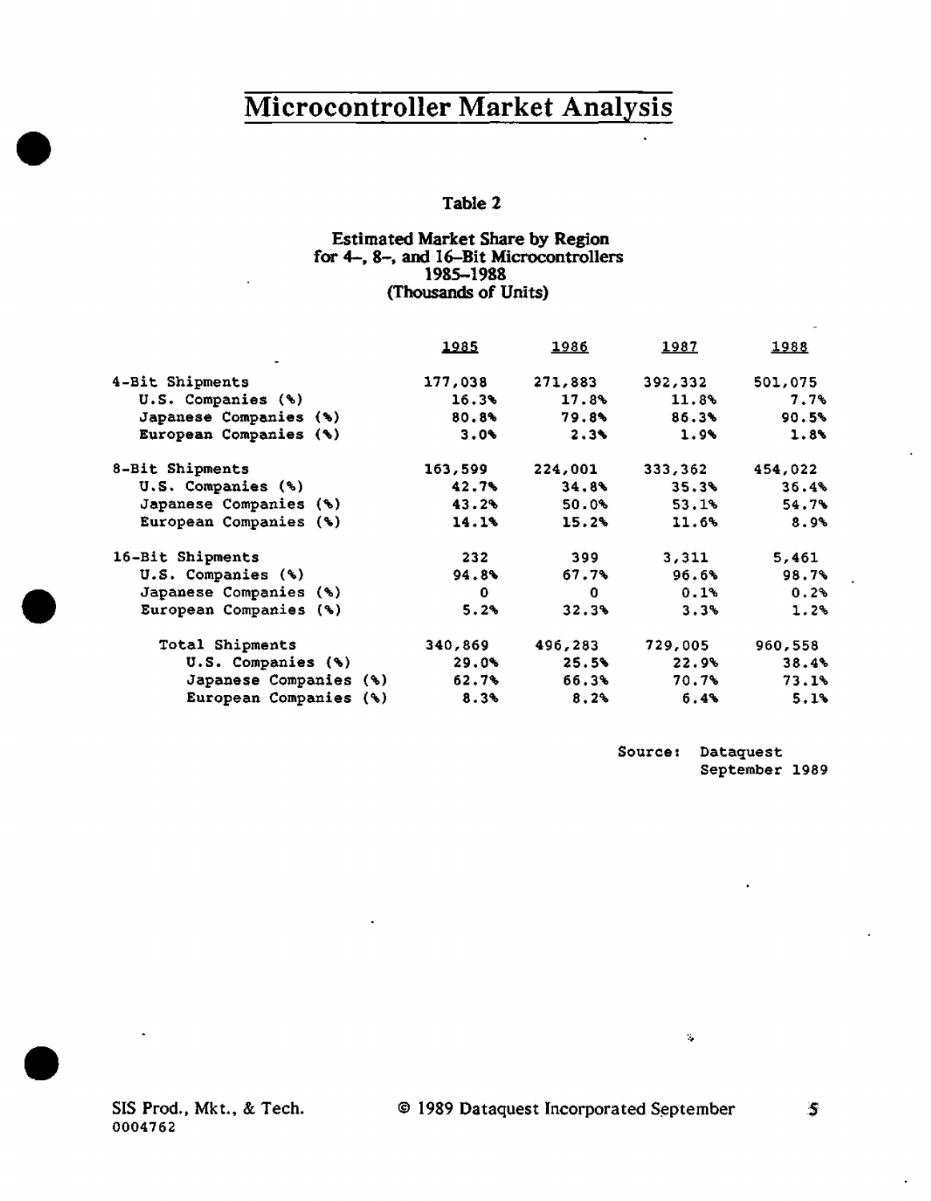# Microcontroller Market Analysis

**Table 2**

**Estimated Market Share by Region for 4-, 8-, and 16-Bit Microcontrollers 1985-1988 (Thousands of Units)**

| | 1985 | 1986 | 1987 | 1988 |
|---|---|---|---|---|
| 4-Bit Shipments | 177,038 | 271,883 | 392,332 | 501,075 |
| U.S. Companies (%) | 16.3% | 17.8% | 11.8% | 7.7% |
| Japanese Companies (%) | 80.8% | 79.8% | 86.3% | 90.5% |
| European Companies (%) | 3.0% | 2.3% | 1.9% | 1.8% |
| 8-Bit Shipments | 163,599 | 224,001 | 333,362 | 454,022 |
| U.S. Companies (%) | 42.7% | 34.8% | 35.3% | 36.4% |
| Japanese Companies (%) | 43.2% | 50.0% | 53.1% | 54.7% |
| European Companies (%) | 14.1% | 15.2% | 11.6% | 8.9% |
| 16-Bit Shipments | 232 | 399 | 3,311 | 5,461 |
| U.S. Companies (%) | 94.8% | 67.7% | 96.6% | 98.7% |
| Japanese Companies (%) | 0 | 0 | 0.1% | 0.2% |
| European Companies (%) | 5.2% | 32.3% | 3.3% | 1.2% |
| Total Shipments | 340,869 | 496,283 | 729,005 | 960,558 |
| U.S. Companies (%) | 29.0% | 25.5% | 22.9% | 38.4% |
| Japanese Companies (%) | 62.7% | 66.3% | 70.7% | 73.1% |
| European Companies (%) | 8.3% | 8.2% | 6.4% | 5.1% |

Source: Dataquest September 1989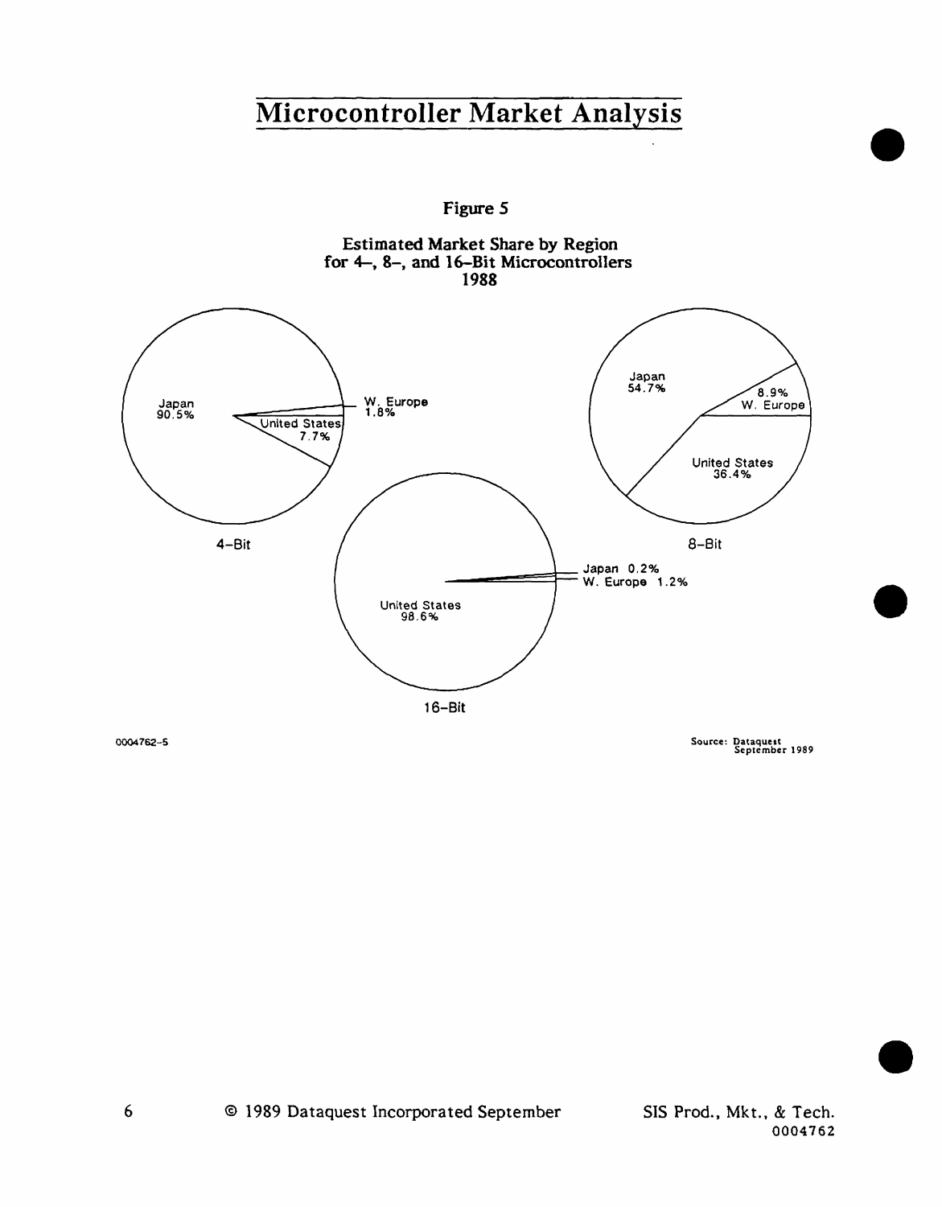# Microcontroller Market Analysis

Figure 5

Estimated Market Share by Region
for 4-, 8-, and 16-Bit Microcontrollers
1988

4-Bit: Japan 90.5%, United States 7.7%, W. Europe 1.8%

8-Bit: Japan 54.7%, United States 36.4%, W. Europe 8.9%

16-Bit: United States 98.6%, W. Europe 1.2%, Japan 0.2%

0004762-5

Source: Dataquest
September 1989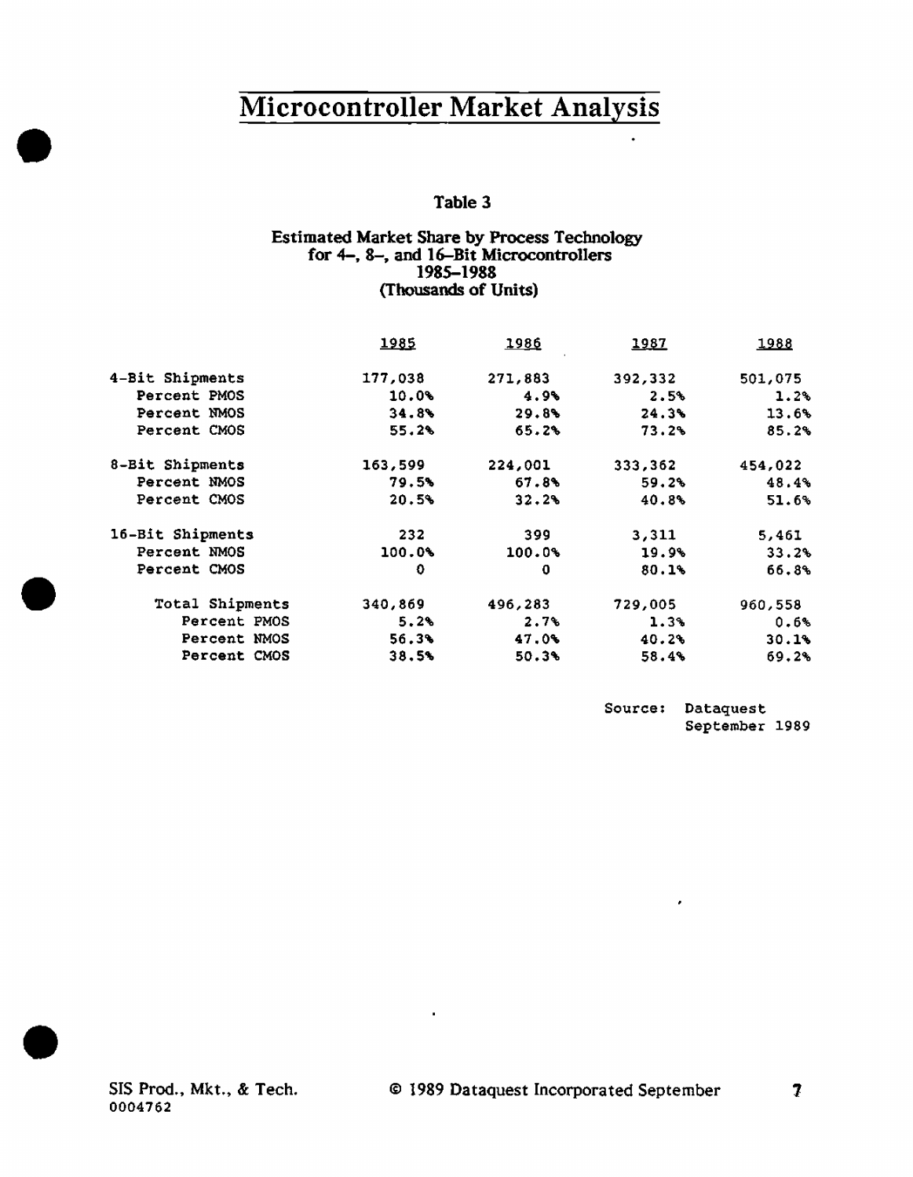# Microcontroller Market Analysis

## Table 3

### Estimated Market Share by Process Technology for 4–, 8–, and 16–Bit Microcontrollers 1985–1988 (Thousands of Units)

| | 1985 | 1986 | 1987 | 1988 |
|---|---|---|---|---|
| 4-Bit Shipments | 177,038 | 271,883 | 392,332 | 501,075 |
| Percent PMOS | 10.0% | 4.9% | 2.5% | 1.2% |
| Percent NMOS | 34.8% | 29.8% | 24.3% | 13.6% |
| Percent CMOS | 55.2% | 65.2% | 73.2% | 85.2% |
| 8-Bit Shipments | 163,599 | 224,001 | 333,362 | 454,022 |
| Percent NMOS | 79.5% | 67.8% | 59.2% | 48.4% |
| Percent CMOS | 20.5% | 32.2% | 40.8% | 51.6% |
| 16-Bit Shipments | 232 | 399 | 3,311 | 5,461 |
| Percent NMOS | 100.0% | 100.0% | 19.9% | 33.2% |
| Percent CMOS | 0 | 0 | 80.1% | 66.8% |
| Total Shipments | 340,869 | 496,283 | 729,005 | 960,558 |
| Percent PMOS | 5.2% | 2.7% | 1.3% | 0.6% |
| Percent NMOS | 56.3% | 47.0% | 40.2% | 30.1% |
| Percent CMOS | 38.5% | 50.3% | 58.4% | 69.2% |

Source: Dataquest September 1989

SIS Prod., Mkt., & Tech.
0004762

© 1989 Dataquest Incorporated September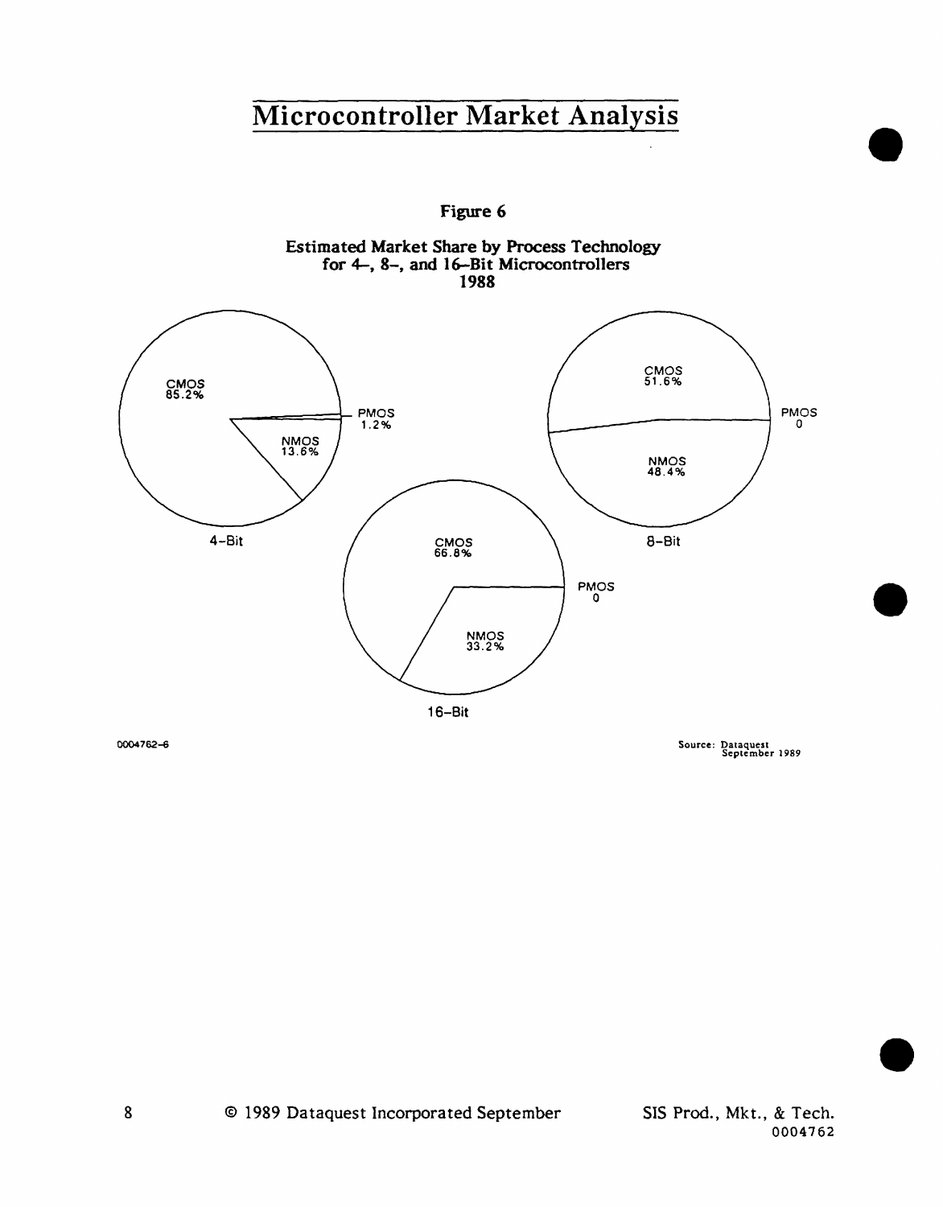# Microcontroller Market Analysis

**Figure 6**

**Estimated Market Share by Process Technology for 4-, 8-, and 16-Bit Microcontrollers 1988**

CMOS 85.2%
PMOS 1.2%
NMOS 13.6%
4-Bit

CMOS 51.6%
PMOS 0
NMOS 48.4%
8-Bit

CMOS 66.8%
PMOS 0
NMOS 33.2%
16-Bit

0004762-6

Source: Dataquest September 1989